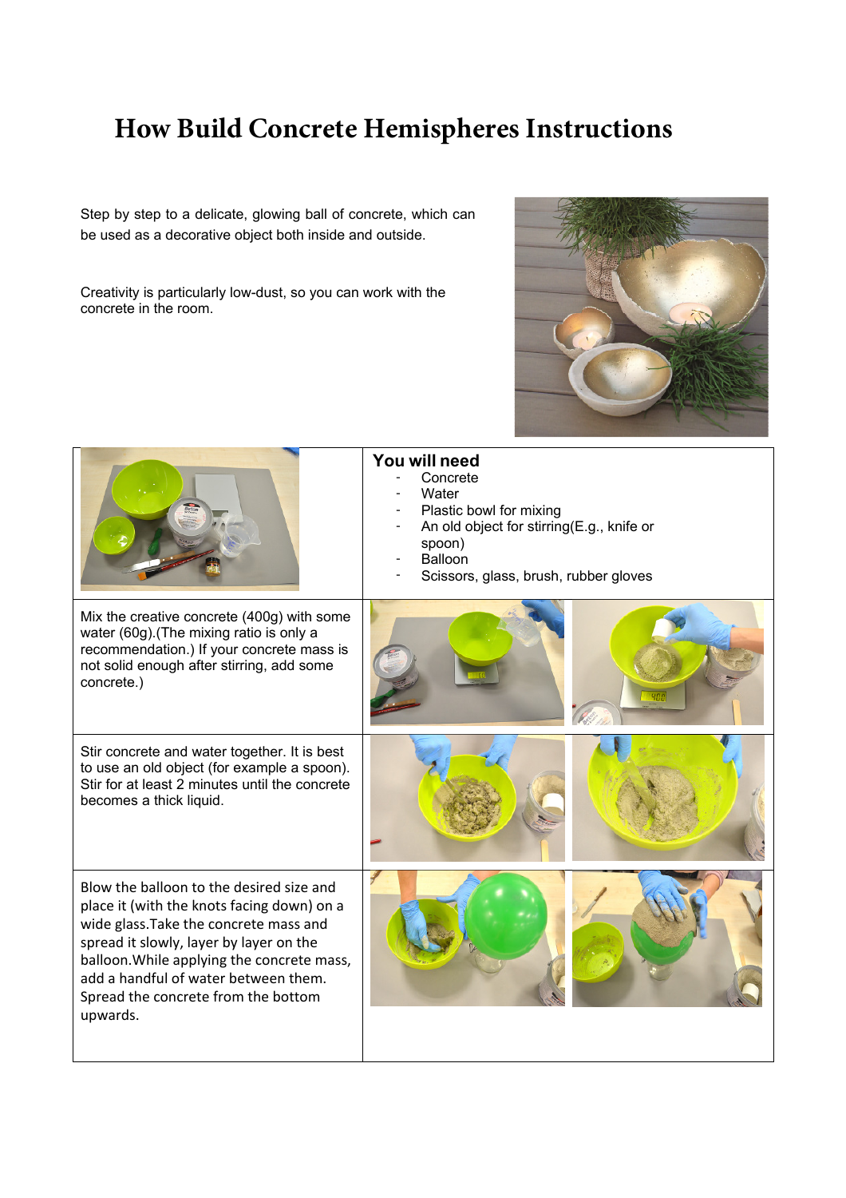# How Build Concrete Hemispheres Instructions

Step by step to a delicate, glowing ball of concrete, which can be used as a decorative object both inside and outside.

Creativity is particularly low-dust, so you can work with the concrete in the room.

| | **You will need** |
|---|---|
| | - Concrete<br>- Water<br>- Plastic bowl for mixing<br>- An old object for stirring(E.g., knife or spoon)<br>- Balloon<br>- Scissors, glass, brush, rubber gloves |
| Mix the creative concrete (400g) with some water (60g).(The mixing ratio is only a recommendation.) If your concrete mass is not solid enough after stirring, add some concrete.) | |
| Stir concrete and water together. It is best to use an old object (for example a spoon). Stir for at least 2 minutes until the concrete becomes a thick liquid. | |
| Blow the balloon to the desired size and place it (with the knots facing down) on a wide glass.Take the concrete mass and spread it slowly, layer by layer on the balloon.While applying the concrete mass, add a handful of water between them. Spread the concrete from the bottom upwards. | |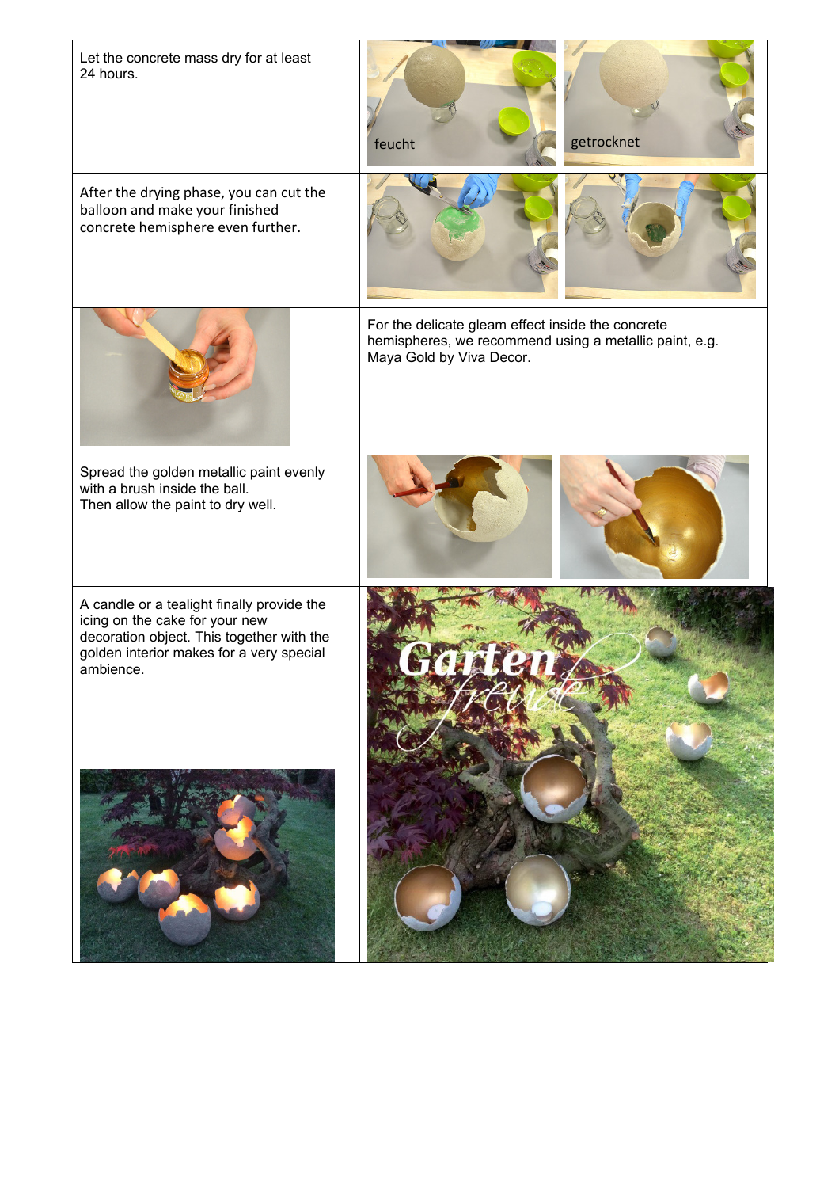Let the concrete mass dry for at least 24 hours.

feucht

getrocknet

After the drying phase, you can cut the balloon and make your finished concrete hemisphere even further.

For the delicate gleam effect inside the concrete hemispheres, we recommend using a metallic paint, e.g. Maya Gold by Viva Decor.

Spread the golden metallic paint evenly with a brush inside the ball.
Then allow the paint to dry well.

A candle or a tealight finally provide the icing on the cake for your new decoration object. This together with the golden interior makes for a very special ambience.

Garten freude